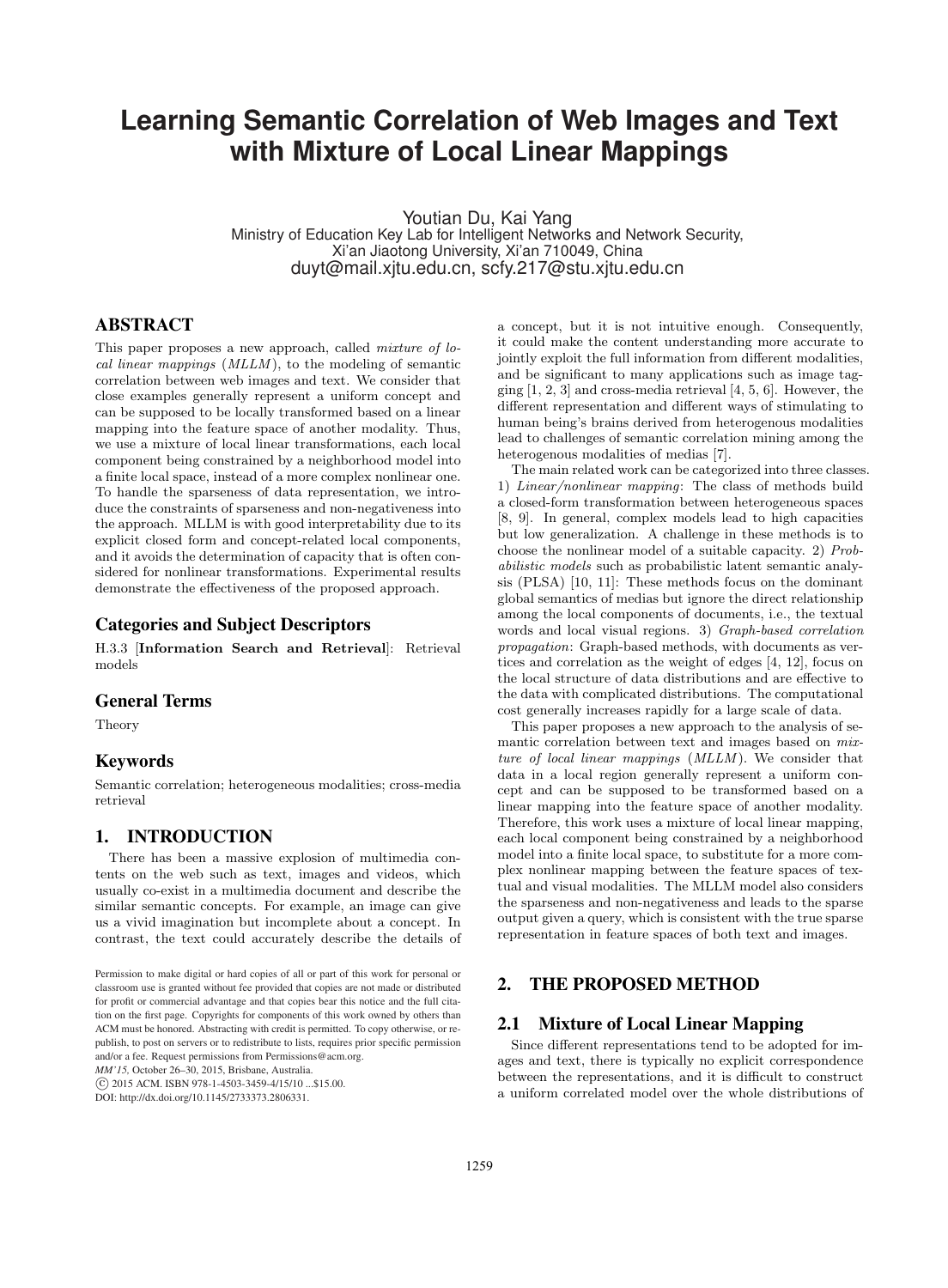# Learning Semantic Correlation of Web Images and Text with Mixture of Local Linear Mappings

Youtian Du, Kai Yang
Ministry of Education Key Lab for Intelligent Networks and Network Security,
Xi'an Jiaotong University, Xi'an 710049, China
duyt@mail.xjtu.edu.cn, scfy.217@stu.xjtu.edu.cn

## ABSTRACT

This paper proposes a new approach, called *mixture of local linear mappings* (*MLLM*), to the modeling of semantic correlation between web images and text. We consider that close examples generally represent a uniform concept and can be supposed to be locally transformed based on a linear mapping into the feature space of another modality. Thus, we use a mixture of local linear transformations, each local component being constrained by a neighborhood model into a finite local space, instead of a more complex nonlinear one. To handle the sparseness of data representation, we introduce the constraints of sparseness and non-negativeness into the approach. MLLM is with good interpretability due to its explicit closed form and concept-related local components, and it avoids the determination of capacity that is often considered for nonlinear transformations. Experimental results demonstrate the effectiveness of the proposed approach.

### Categories and Subject Descriptors

H.3.3 [**Information Search and Retrieval**]: Retrieval models

### General Terms

Theory

### Keywords

Semantic correlation; heterogeneous modalities; cross-media retrieval

## 1. INTRODUCTION

There has been a massive explosion of multimedia contents on the web such as text, images and videos, which usually co-exist in a multimedia document and describe the similar semantic concepts. For example, an image can give us a vivid imagination but incomplete about a concept. In contrast, the text could accurately describe the details of a concept, but it is not intuitive enough. Consequently, it could make the content understanding more accurate to jointly exploit the full information from different modalities, and be significant to many applications such as image tagging [1, 2, 3] and cross-media retrieval [4, 5, 6]. However, the different representation and different ways of stimulating to human being's brains derived from heterogenous modalities lead to challenges of semantic correlation mining among the heterogenous modalities of medias [7].

The main related work can be categorized into three classes. 1) *Linear/nonlinear mapping*: The class of methods build a closed-form transformation between heterogeneous spaces [8, 9]. In general, complex models lead to high capacities but low generalization. A challenge in these methods is to choose the nonlinear model of a suitable capacity. 2) *Probabilistic models* such as probabilistic latent semantic analysis (PLSA) [10, 11]: These methods focus on the dominant global semantics of medias but ignore the direct relationship among the local components of documents, i.e., the textual words and local visual regions. 3) *Graph-based correlation propagation*: Graph-based methods, with documents as vertices and correlation as the weight of edges [4, 12], focus on the local structure of data distributions and are effective to the data with complicated distributions. The computational cost generally increases rapidly for a large scale of data.

This paper proposes a new approach to the analysis of semantic correlation between text and images based on *mixture of local linear mappings* (*MLLM*). We consider that data in a local region generally represent a uniform concept and can be supposed to be transformed based on a linear mapping into the feature space of another modality. Therefore, this work uses a mixture of local linear mapping, each local component being constrained by a neighborhood model into a finite local space, to substitute for a more complex nonlinear mapping between the feature spaces of textual and visual modalities. The MLLM model also considers the sparseness and non-negativeness and leads to the sparse output given a query, which is consistent with the true sparse representation in feature spaces of both text and images.

Permission to make digital or hard copies of all or part of this work for personal or classroom use is granted without fee provided that copies are not made or distributed for profit or commercial advantage and that copies bear this notice and the full citation on the first page. Copyrights for components of this work owned by others than ACM must be honored. Abstracting with credit is permitted. To copy otherwise, or republish, to post on servers or to redistribute to lists, requires prior specific permission and/or a fee. Request permissions from Permissions@acm.org.
*MM'15,* October 26–30, 2015, Brisbane, Australia.
© 2015 ACM. ISBN 978-1-4503-3459-4/15/10 ...$15.00.
DOI: http://dx.doi.org/10.1145/2733373.2806331.

## 2. THE PROPOSED METHOD

### 2.1 Mixture of Local Linear Mapping

Since different representations tend to be adopted for images and text, there is typically no explicit correspondence between the representations, and it is difficult to construct a uniform correlated model over the whole distributions of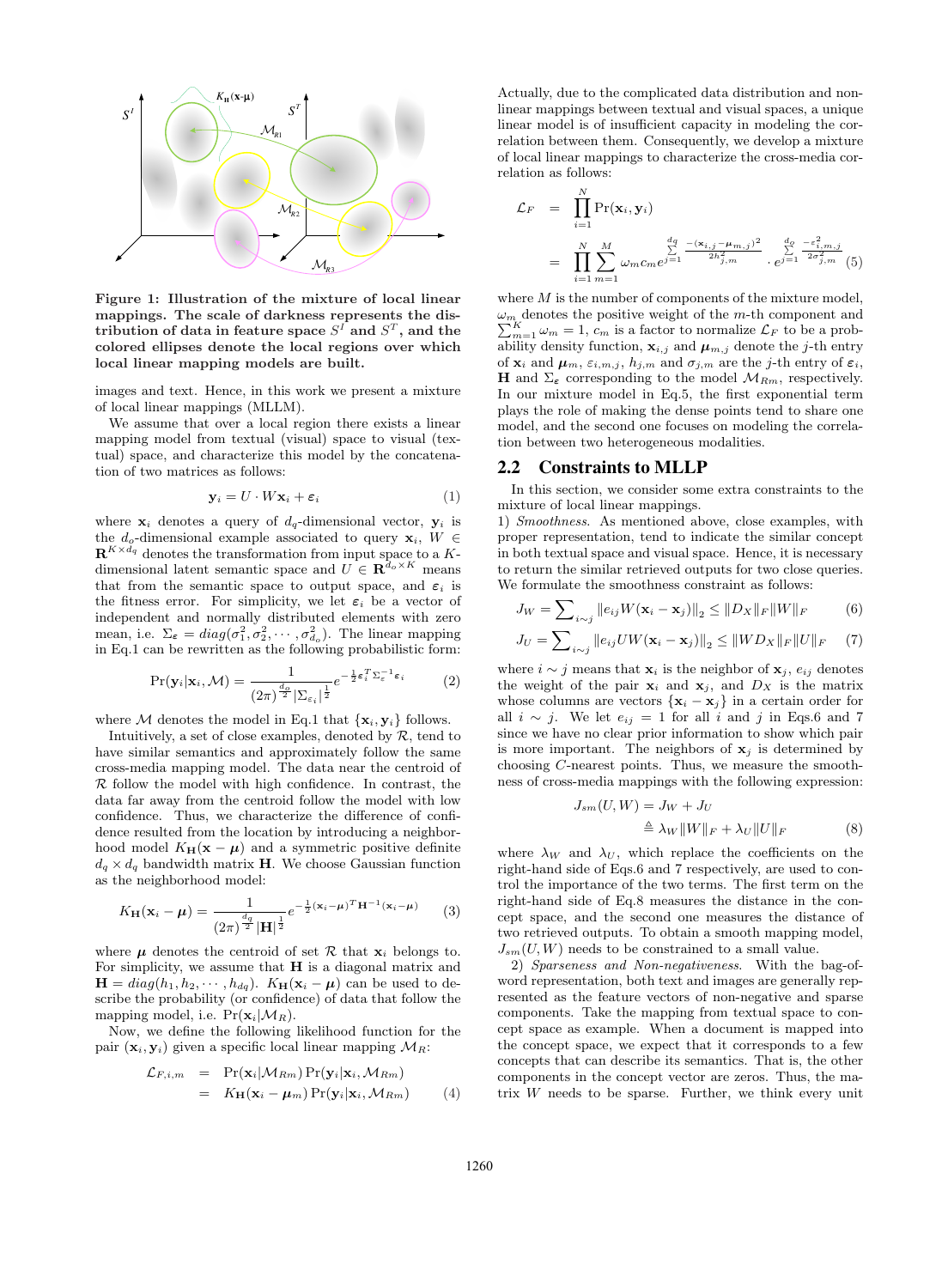Figure 1: Illustration of the mixture of local linear mappings. The scale of darkness represents the distribution of data in feature space $S^I$ and $S^T$, and the colored ellipses denote the local regions over which local linear mapping models are built.

images and text. Hence, in this work we present a mixture of local linear mappings (MLLM).

We assume that over a local region there exists a linear mapping model from textual (visual) space to visual (textual) space, and characterize this model by the concatenation of two matrices as follows:

$$\mathbf{y}_i = U \cdot W\mathbf{x}_i + \boldsymbol{\varepsilon}_i \tag{1}$$

where $\mathbf{x}_i$ denotes a query of $d_q$-dimensional vector, $\mathbf{y}_i$ is the $d_o$-dimensional example associated to query $\mathbf{x}_i$, $W \in \mathbf{R}^{K\times d_q}$ denotes the transformation from input space to a $K$-dimensional latent semantic space and $U \in \mathbf{R}^{d_o\times K}$ means that from the semantic space to output space, and $\boldsymbol{\varepsilon}_i$ is the fitness error. For simplicity, we let $\boldsymbol{\varepsilon}_i$ be a vector of independent and normally distributed elements with zero mean, i.e. $\Sigma_{\boldsymbol{\varepsilon}} = diag(\sigma_1^2, \sigma_2^2, \cdots, \sigma_{d_o}^2)$. The linear mapping in Eq.1 can be rewritten as the following probabilistic form:

$$\Pr(\mathbf{y}_i|\mathbf{x}_i, \mathcal{M}) = \frac{1}{(2\pi)^{\frac{d_o}{2}}|\Sigma_{\varepsilon_i}|^{\frac{1}{2}}} e^{-\frac{1}{2}\boldsymbol{\varepsilon}_i^T\Sigma_{\varepsilon}^{-1}\boldsymbol{\varepsilon}_i} \tag{2}$$

where $\mathcal{M}$ denotes the model in Eq.1 that $\{\mathbf{x}_i, \mathbf{y}_i\}$ follows.

Intuitively, a set of close examples, denoted by $\mathcal{R}$, tend to have similar semantics and approximately follow the same cross-media mapping model. The data near the centroid of $\mathcal{R}$ follow the model with high confidence. In contrast, the data far away from the centroid follow the model with low confidence. Thus, we characterize the difference of confidence resulted from the location by introducing a neighborhood model $K_{\mathbf{H}}(\mathbf{x}-\boldsymbol{\mu})$ and a symmetric positive definite $d_q \times d_q$ bandwidth matrix $\mathbf{H}$. We choose Gaussian function as the neighborhood model:

$$K_{\mathbf{H}}(\mathbf{x}_i - \boldsymbol{\mu}) = \frac{1}{(2\pi)^{\frac{d_q}{2}}|\mathbf{H}|^{\frac{1}{2}}} e^{-\frac{1}{2}(\mathbf{x}_i-\boldsymbol{\mu})^T\mathbf{H}^{-1}(\mathbf{x}_i-\boldsymbol{\mu})} \tag{3}$$

where $\boldsymbol{\mu}$ denotes the centroid of set $\mathcal{R}$ that $\mathbf{x}_i$ belongs to. For simplicity, we assume that $\mathbf{H}$ is a diagonal matrix and $\mathbf{H} = diag(h_1, h_2, \cdots, h_{dq})$. $K_{\mathbf{H}}(\mathbf{x}_i - \boldsymbol{\mu})$ can be used to describe the probability (or confidence) of data that follow the mapping model, i.e. $\Pr(\mathbf{x}_i|\mathcal{M}_R)$.

Now, we define the following likelihood function for the pair $(\mathbf{x}_i, \mathbf{y}_i)$ given a specific local linear mapping $\mathcal{M}_R$:

$$\begin{aligned}\mathcal{L}_{F,i,m} &= \Pr(\mathbf{x}_i|\mathcal{M}_{Rm})\Pr(\mathbf{y}_i|\mathbf{x}_i, \mathcal{M}_{Rm}) \\ &= K_{\mathbf{H}}(\mathbf{x}_i - \boldsymbol{\mu}_m)\Pr(\mathbf{y}_i|\mathbf{x}_i, \mathcal{M}_{Rm})\end{aligned} \tag{4}$$

Actually, due to the complicated data distribution and nonlinear mappings between textual and visual spaces, a unique linear model is of insufficient capacity in modeling the correlation between them. Consequently, we develop a mixture of local linear mappings to characterize the cross-media correlation as follows:

$$\begin{aligned}\mathcal{L}_F &= \prod_{i=1}^{N}\Pr(\mathbf{x}_i, \mathbf{y}_i) \\ &= \prod_{i=1}^{N}\sum_{m=1}^{M}\omega_m c_m e^{\sum_{j=1}^{dq}\frac{-(\mathbf{x}_{i,j}-\boldsymbol{\mu}_{m,j})^2}{2h_{j,m}^2}} \cdot e^{\sum_{j=1}^{d_o}\frac{-\varepsilon_{i,m,j}^2}{2\sigma_{j,m}^2}}\end{aligned} \tag{5}$$

where $M$ is the number of components of the mixture model, $\omega_m$ denotes the positive weight of the $m$-th component and $\sum_{m=1}^{K}\omega_m = 1$, $c_m$ is a factor to normalize $\mathcal{L}_F$ to be a probability density function, $\mathbf{x}_{i,j}$ and $\boldsymbol{\mu}_{m,j}$ denote the $j$-th entry of $\mathbf{x}_i$ and $\boldsymbol{\mu}_m$, $\varepsilon_{i,m,j}$, $h_{j,m}$ and $\sigma_{j,m}$ are the $j$-th entry of $\boldsymbol{\varepsilon}_i$, $\mathbf{H}$ and $\Sigma_{\boldsymbol{\varepsilon}}$ corresponding to the model $\mathcal{M}_{Rm}$, respectively. In our mixture model in Eq.5, the first exponential term plays the role of making the dense points tend to share one model, and the second one focuses on modeling the correlation between two heterogeneous modalities.

## 2.2 Constraints to MLLP

In this section, we consider some extra constraints to the mixture of local linear mappings.

1) *Smoothness.* As mentioned above, close examples, with proper representation, tend to indicate the similar concept in both textual space and visual space. Hence, it is necessary to return the similar retrieved outputs for two close queries. We formulate the smoothness constraint as follows:

$$J_W = \sum_{i\sim j}\|e_{ij}W(\mathbf{x}_i - \mathbf{x}_j)\|_2 \le \|D_X\|_F\|W\|_F \tag{6}$$

$$J_U = \sum_{i\sim j}\|e_{ij}UW(\mathbf{x}_i - \mathbf{x}_j)\|_2 \le \|WD_X\|_F\|U\|_F \tag{7}$$

where $i \sim j$ means that $\mathbf{x}_i$ is the neighbor of $\mathbf{x}_j$, $e_{ij}$ denotes the weight of the pair $\mathbf{x}_i$ and $\mathbf{x}_j$, and $D_X$ is the matrix whose columns are vectors $\{\mathbf{x}_i - \mathbf{x}_j\}$ in a certain order for all $i \sim j$. We let $e_{ij} = 1$ for all $i$ and $j$ in Eqs.6 and 7 since we have no clear prior information to show which pair is more important. The neighbors of $\mathbf{x}_j$ is determined by choosing $C$-nearest points. Thus, we measure the smoothness of cross-media mappings with the following expression:

$$\begin{aligned}J_{sm}(U, W) &= J_W + J_U \\ &\triangleq \lambda_W\|W\|_F + \lambda_U\|U\|_F\end{aligned} \tag{8}$$

where $\lambda_W$ and $\lambda_U$, which replace the coefficients on the right-hand side of Eqs.6 and 7 respectively, are used to control the importance of the two terms. The first term on the right-hand side of Eq.8 measures the distance in the concept space, and the second one measures the distance of two retrieved outputs. To obtain a smooth mapping model, $J_{sm}(U, W)$ needs to be constrained to a small value.

2) *Sparseness and Non-negativeness.* With the bag-of-word representation, both text and images are generally represented as the feature vectors of non-negative and sparse components. Take the mapping from textual space to concept space as example. When a document is mapped into the concept space, we expect that it corresponds to a few concepts that can describe its semantics. That is, the other components in the concept vector are zeros. Thus, the matrix $W$ needs to be sparse. Further, we think every unit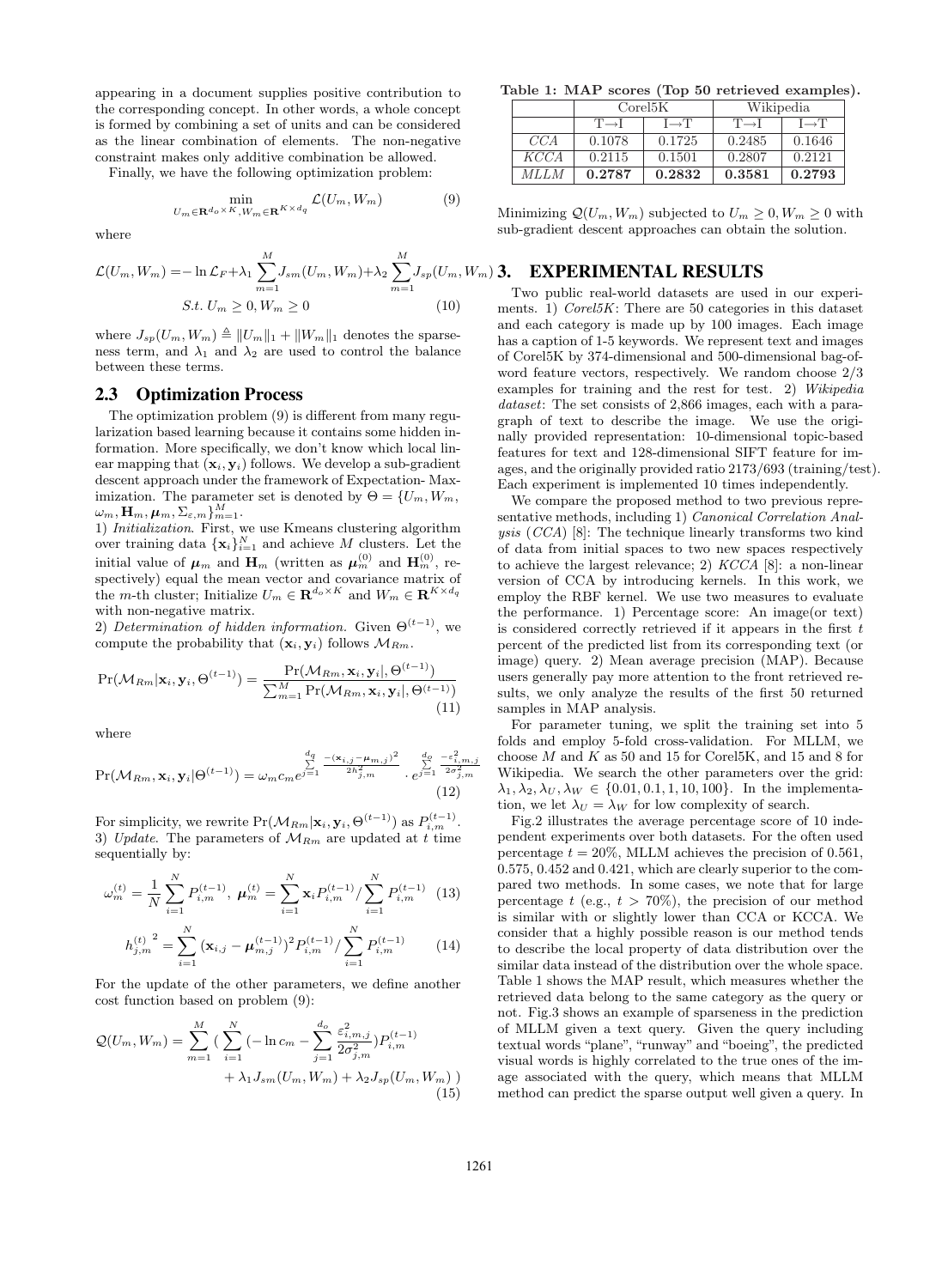appearing in a document supplies positive contribution to the corresponding concept. In other words, a whole concept is formed by combining a set of units and can be considered as the linear combination of elements. The non-negative constraint makes only additive combination be allowed.

Finally, we have the following optimization problem:

$$\min_{U_m \in \mathbf{R}^{d_o \times K}, W_m \in \mathbf{R}^{K \times d_q}} \mathcal{L}(U_m, W_m) \tag{9}$$

where

$$\mathcal{L}(U_m, W_m) = -\ln \mathcal{L}_F + \lambda_1 \sum_{m=1}^{M} J_{sm}(U_m, W_m) + \lambda_2 \sum_{m=1}^{M} J_{sp}(U_m, W_m)$$
$$S.t.\ U_m \geq 0, W_m \geq 0 \tag{10}$$

where $J_{sp}(U_m, W_m) \triangleq \|U_m\|_1 + \|W_m\|_1$ denotes the sparseness term, and $\lambda_1$ and $\lambda_2$ are used to control the balance between these terms.

## 2.3 Optimization Process

The optimization problem (9) is different from many regularization based learning because it contains some hidden information. More specifically, we don't know which local linear mapping that $(\mathbf{x}_i, \mathbf{y}_i)$ follows. We develop a sub-gradient descent approach under the framework of Expectation- Maximization. The parameter set is denoted by $\Theta = \{U_m, W_m, \omega_m, \mathbf{H}_m, \boldsymbol{\mu}_m, \Sigma_{\varepsilon,m}\}_{m=1}^{M}$.

1) *Initialization*. First, we use Kmeans clustering algorithm over training data $\{\mathbf{x}_i\}_{i=1}^{N}$ and achieve $M$ clusters. Let the initial value of $\boldsymbol{\mu}_m$ and $\mathbf{H}_m$ (written as $\boldsymbol{\mu}_m^{(0)}$ and $\mathbf{H}_m^{(0)}$, respectively) equal the mean vector and covariance matrix of the $m$-th cluster; Initialize $U_m \in \mathbf{R}^{d_o \times K}$ and $W_m \in \mathbf{R}^{K \times d_q}$ with non-negative matrix.

2) *Determination of hidden information.* Given $\Theta^{(t-1)}$, we compute the probability that $(\mathbf{x}_i, \mathbf{y}_i)$ follows $\mathcal{M}_{Rm}$.

$$\Pr(\mathcal{M}_{Rm}|\mathbf{x}_i, \mathbf{y}_i, \Theta^{(t-1)}) = \frac{\Pr(\mathcal{M}_{Rm}, \mathbf{x}_i, \mathbf{y}_i|, \Theta^{(t-1)})}{\sum_{m=1}^{M} \Pr(\mathcal{M}_{Rm}, \mathbf{x}_i, \mathbf{y}_i|, \Theta^{(t-1)})} \tag{11}$$

where

$$\Pr(\mathcal{M}_{Rm}, \mathbf{x}_i, \mathbf{y}_i|\Theta^{(t-1)}) = \omega_m c_m e^{\sum_{j=1}^{d_q} \frac{-(\mathbf{x}_{i,j} - \boldsymbol{\mu}_{m,j})^2}{2h_{j,m}^2}} \cdot e^{\sum_{j=1}^{d_o} \frac{-\varepsilon_{i,m,j}^2}{2\sigma_{j,m}^2}} \tag{12}$$

For simplicity, we rewrite $\Pr(\mathcal{M}_{Rm}|\mathbf{x}_i, \mathbf{y}_i, \Theta^{(t-1)})$ as $P_{i,m}^{(t-1)}$.

3) *Update.* The parameters of $\mathcal{M}_{Rm}$ are updated at $t$ time sequentially by:

$$\omega_m^{(t)} = \frac{1}{N} \sum_{i=1}^{N} P_{i,m}^{(t-1)},\ \boldsymbol{\mu}_m^{(t)} = \sum_{i=1}^{N} \mathbf{x}_i P_{i,m}^{(t-1)} / \sum_{i=1}^{N} P_{i,m}^{(t-1)} \tag{13}$$

$$h_{j,m}^{(t)\ 2} = \sum_{i=1}^{N} (\mathbf{x}_{i,j} - \boldsymbol{\mu}_{m,j}^{(t-1)})^2 P_{i,m}^{(t-1)} / \sum_{i=1}^{N} P_{i,m}^{(t-1)} \tag{14}$$

For the update of the other parameters, we define another cost function based on problem (9):

$$\mathcal{Q}(U_m, W_m) = \sum_{m=1}^{M} \Big( \sum_{i=1}^{N} (-\ln c_m - \sum_{j=1}^{d_o} \frac{\varepsilon_{i,m,j}^2}{2\sigma_{j,m}^2}) P_{i,m}^{(t-1)} + \lambda_1 J_{sm}(U_m, W_m) + \lambda_2 J_{sp}(U_m, W_m) \Big) \tag{15}$$

**Table 1: MAP scores (Top 50 retrieved examples).**

| | Corel5K | | Wikipedia | |
|---|---|---|---|---|
| | T→I | I→T | T→I | I→T |
| *CCA* | 0.1078 | 0.1725 | 0.2485 | 0.1646 |
| *KCCA* | 0.2115 | 0.1501 | 0.2807 | 0.2121 |
| *MLLM* | **0.2787** | **0.2832** | **0.3581** | **0.2793** |

Minimizing $\mathcal{Q}(U_m, W_m)$ subjected to $U_m \geq 0, W_m \geq 0$ with sub-gradient descent approaches can obtain the solution.

# 3. EXPERIMENTAL RESULTS

Two public real-world datasets are used in our experiments. 1) *Corel5K*: There are 50 categories in this dataset and each category is made up by 100 images. Each image has a caption of 1-5 keywords. We represent text and images of Corel5K by 374-dimensional and 500-dimensional bag-of-word feature vectors, respectively. We random choose 2/3 examples for training and the rest for test. 2) *Wikipedia dataset*: The set consists of 2,866 images, each with a paragraph of text to describe the image. We use the originally provided representation: 10-dimensional topic-based features for text and 128-dimensional SIFT feature for images, and the originally provided ratio 2173/693 (training/test). Each experiment is implemented 10 times independently.

We compare the proposed method to two previous representative methods, including 1) *Canonical Correlation Analysis* (*CCA*) [8]: The technique linearly transforms two kind of data from initial spaces to two new spaces respectively to achieve the largest relevance; 2) *KCCA* [8]: a non-linear version of CCA by introducing kernels. In this work, we employ the RBF kernel. We use two measures to evaluate the performance. 1) Percentage score: An image(or text) is considered correctly retrieved if it appears in the first $t$ percent of the predicted list from its corresponding text (or image) query. 2) Mean average precision (MAP). Because users generally pay more attention to the front retrieved results, we only analyze the results of the first 50 returned samples in MAP analysis.

For parameter tuning, we split the training set into 5 folds and employ 5-fold cross-validation. For MLLM, we choose $M$ and $K$ as 50 and 15 for Corel5K, and 15 and 8 for Wikipedia. We search the other parameters over the grid: $\lambda_1, \lambda_2, \lambda_U, \lambda_W \in \{0.01, 0.1, 1, 10, 100\}$. In the implementation, we let $\lambda_U = \lambda_W$ for low complexity of search.

Fig.2 illustrates the average percentage score of 10 independent experiments over both datasets. For the often used percentage $t = 20\%$, MLLM achieves the precision of 0.561, 0.575, 0.452 and 0.421, which are clearly superior to the compared two methods. In some cases, we note that for large percentage $t$ (e.g., $t > 70\%$), the precision of our method is similar with or slightly lower than CCA or KCCA. We consider that a highly possible reason is our method tends to describe the local property of data distribution over the similar data instead of the distribution over the whole space. Table 1 shows the MAP result, which measures whether the retrieved data belong to the same category as the query or not. Fig.3 shows an example of sparseness in the prediction of MLLM given a text query. Given the query including textual words "plane", "runway" and "boeing", the predicted visual words is highly correlated to the true ones of the image associated with the query, which means that MLLM method can predict the sparse output well given a query. In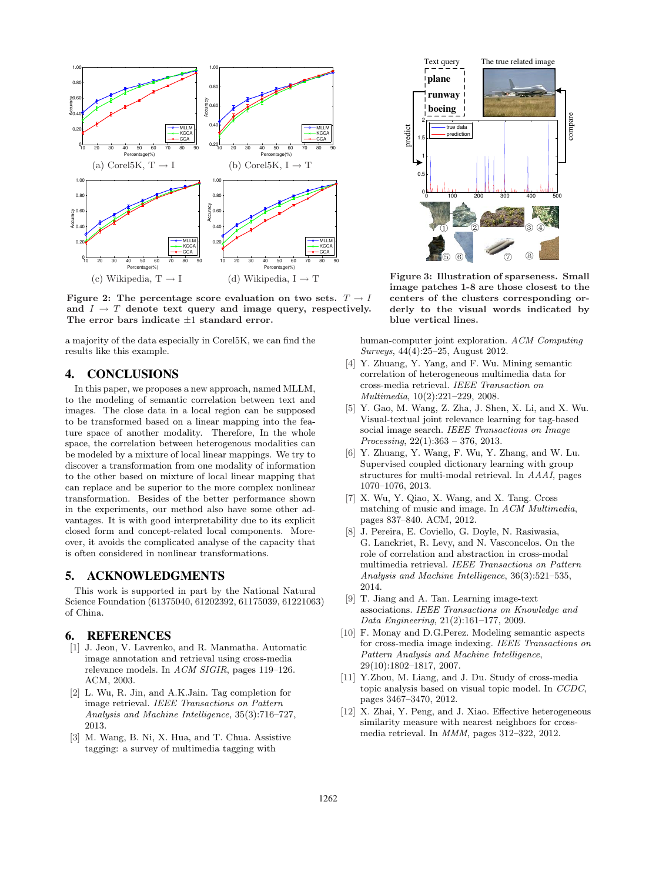1.00
0.80
0.60
0.40
0.20
0
Accuracy
10 20 30 40 50 60 70 80 90
Percentage(%)
MLLM
KCCA
CCA

(a) Corel5K, T → I

1.00
0.80
0.60
0.40
0.20
Accuracy
10 20 30 40 50 60 70 80 90
Percentage(%)
MLLM
KCCA
CCA

(b) Corel5K, I → T

1.00
0.80
0.60
0.40
0.20
0
Accuracy
10 20 30 40 50 60 70 80 90
Percentage(%)
MLLM
KCCA
CCA

(c) Wikipedia, T → I

1.00
0.80
0.60
0.40
0.20
Accuracy
10 20 30 40 50 60 70 80 90
Percentage(%)
MLLM
KCCA
CCA

(d) Wikipedia, I → T

**Figure 2: The percentage score evaluation on two sets. $T \rightarrow I$ and $I \rightarrow T$ denote text query and image query, respectively. The error bars indicate ±1 standard error.**

Text query
plane
runway
boeing
The true related image
predict
compare
true data
prediction
2
1.5
1
0.5
0
0 100 200 300 400 500
① ② ③ ④ ⑤ ⑥ ⑦ ⑧

**Figure 3: Illustration of sparseness. Small image patches 1-8 are those closest to the centers of the clusters corresponding orderly to the visual words indicated by blue vertical lines.**

a majority of the data especially in Corel5K, we can find the results like this example.

## 4. CONCLUSIONS

In this paper, we proposes a new approach, named MLLM, to the modeling of semantic correlation between text and images. The close data in a local region can be supposed to be transformed based on a linear mapping into the feature space of another modality. Therefore, In the whole space, the correlation between heterogenous modalities can be modeled by a mixture of local linear mappings. We try to discover a transformation from one modality of information to the other based on mixture of local linear mapping that can replace and be superior to the more complex nonlinear transformation. Besides of the better performance shown in the experiments, our method also have some other advantages. It is with good interpretability due to its explicit closed form and concept-related local components. Moreover, it avoids the complicated analyse of the capacity that is often considered in nonlinear transformations.

## 5. ACKNOWLEDGMENTS

This work is supported in part by the National Natural Science Foundation (61375040, 61202392, 61175039, 61221063) of China.

## 6. REFERENCES

[1] J. Jeon, V. Lavrenko, and R. Manmatha. Automatic image annotation and retrieval using cross-media relevance models. In *ACM SIGIR*, pages 119–126. ACM, 2003.

[2] L. Wu, R. Jin, and A.K.Jain. Tag completion for image retrieval. *IEEE Transactions on Pattern Analysis and Machine Intelligence*, 35(3):716–727, 2013.

[3] M. Wang, B. Ni, X. Hua, and T. Chua. Assistive tagging: a survey of multimedia tagging with human-computer joint exploration. *ACM Computing Surveys*, 44(4):25–25, August 2012.

[4] Y. Zhuang, Y. Yang, and F. Wu. Mining semantic correlation of heterogeneous multimedia data for cross-media retrieval. *IEEE Transaction on Multimedia*, 10(2):221–229, 2008.

[5] Y. Gao, M. Wang, Z. Zha, J. Shen, X. Li, and X. Wu. Visual-textual joint relevance learning for tag-based social image search. *IEEE Transactions on Image Processing*, 22(1):363 – 376, 2013.

[6] Y. Zhuang, Y. Wang, F. Wu, Y. Zhang, and W. Lu. Supervised coupled dictionary learning with group structures for multi-modal retrieval. In *AAAI*, pages 1070–1076, 2013.

[7] X. Wu, Y. Qiao, X. Wang, and X. Tang. Cross matching of music and image. In *ACM Multimedia*, pages 837–840. ACM, 2012.

[8] J. Pereira, E. Coviello, G. Doyle, N. Rasiwasia, G. Lanckriet, R. Levy, and N. Vasconcelos. On the role of correlation and abstraction in cross-modal multimedia retrieval. *IEEE Transactions on Pattern Analysis and Machine Intelligence*, 36(3):521–535, 2014.

[9] T. Jiang and A. Tan. Learning image-text associations. *IEEE Transactions on Knowledge and Data Engineering*, 21(2):161–177, 2009.

[10] F. Monay and D.G.Perez. Modeling semantic aspects for cross-media image indexing. *IEEE Transactions on Pattern Analysis and Machine Intelligence*, 29(10):1802–1817, 2007.

[11] Y.Zhou, M. Liang, and J. Du. Study of cross-media topic analysis based on visual topic model. In *CCDC*, pages 3467–3470, 2012.

[12] X. Zhai, Y. Peng, and J. Xiao. Effective heterogeneous similarity measure with nearest neighbors for cross-media retrieval. In *MMM*, pages 312–322, 2012.